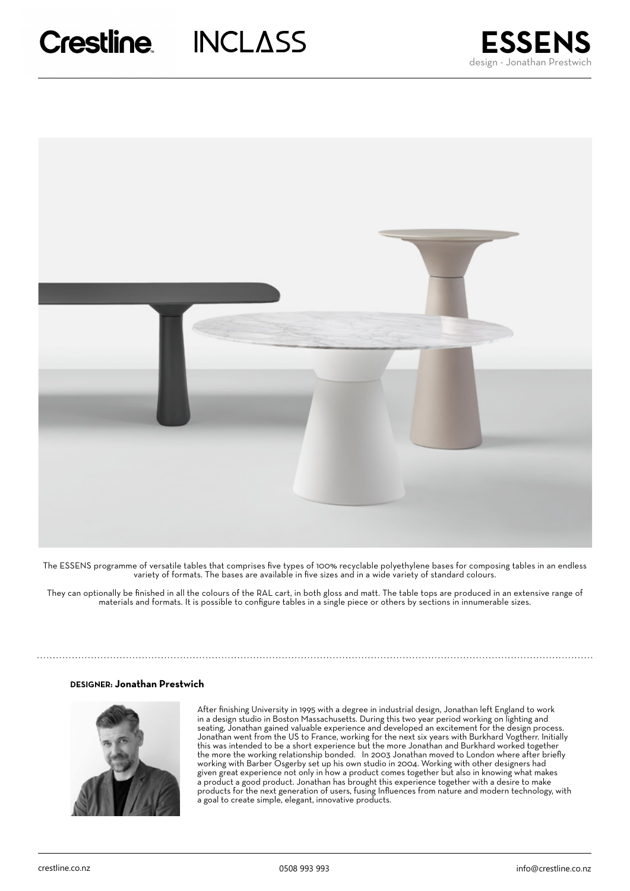Crestline INCLASS

# ESSENS

design - Jonathan Prestwich

The ESSENS programme of versatile tables that comprises five types of 100% recyclable polyethylene bases for composing tables in an endless variety of formats. The bases are available in five sizes and in a wide variety of standard colours.

They can optionally be finished in all the colours of the RAL cart, in both gloss and matt. The table tops are produced in an extensive range of materials and formats. It is possible to configure tables in a single piece or others by sections in innumerable sizes.

## DESIGNER: Jonathan Prestwich

After finishing University in 1995 with a degree in industrial design, Jonathan left England to work in a design studio in Boston Massachusetts. During this two year period working on lighting and seating, Jonathan gained valuable experience and developed an excitement for the design process. Jonathan went from the US to France, working for the next six years with Burkhard Vogtherr. Initially this was intended to be a short experience but the more Jonathan and Burkhard worked together the more the working relationship bonded. In 2003 Jonathan moved to London where after briefly working with Barber Osgerby set up his own studio in 2004. Working with other designers had given great experience not only in how a product comes together but also in knowing what makes a product a good product. Jonathan has brought this experience together with a desire to make products for the next generation of users, fusing Influences from nature and modern technology, with a goal to create simple, elegant, innovative products.

crestline.co.nz 0508 993 993 info@crestline.co.nz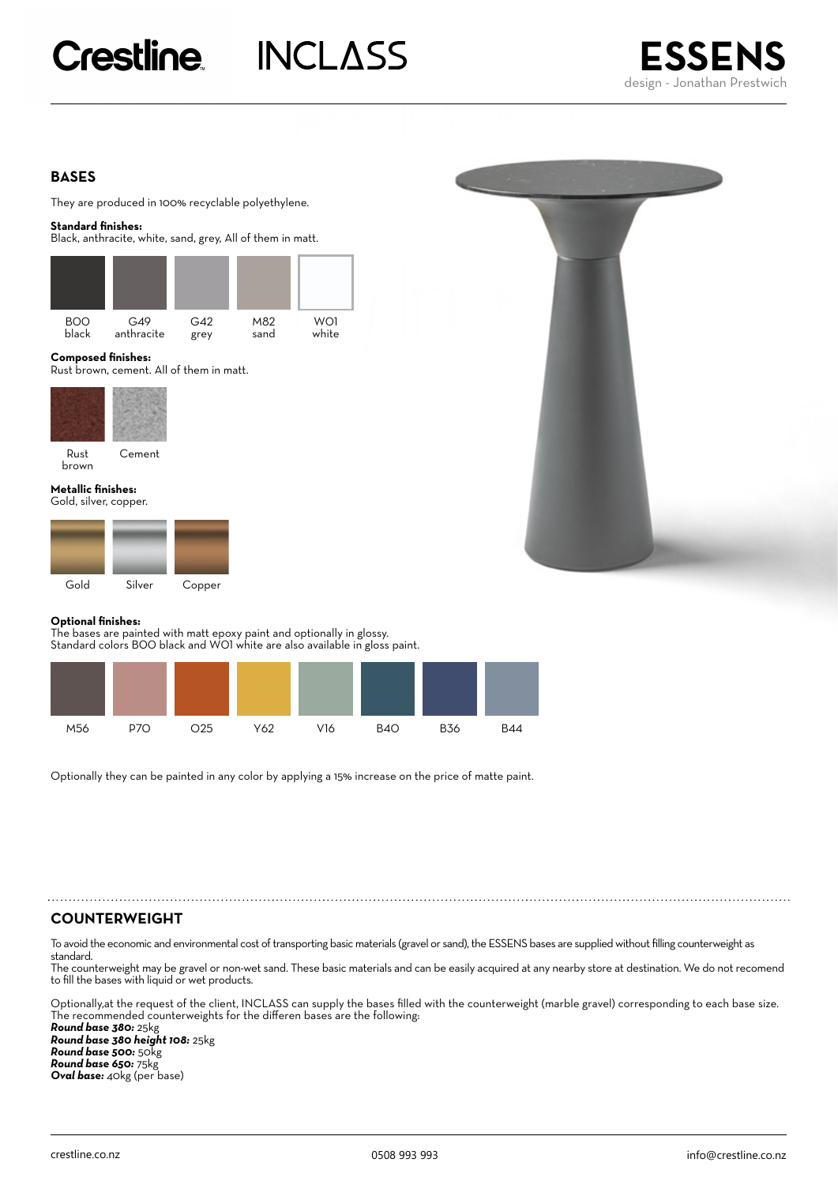Crestline INCLASS

# ESSENS

design - Jonathan Prestwich

## BASES

They are produced in 100% recyclable polyethylene.

**Standard finishes:**
Black, anthracite, white, sand, grey, All of them in matt.

| B00 black | G49 anthracite | G42 grey | M82 sand | W01 white |
|---|---|---|---|---|

**Composed finishes:**
Rust brown, cement. All of them in matt.

| Rust brown | Cement |
|---|---|

**Metallic finishes:**
Gold, silver, copper.

| Gold | Silver | Copper |
|---|---|---|

**Optional finishes:**
The bases are painted with matt epoxy paint and optionally in glossy.
Standard colors B00 black and W01 white are also available in gloss paint.

| M56 | P70 | O25 | Y62 | V16 | B40 | B36 | B44 |
|---|---|---|---|---|---|---|---|

Optionally they can be painted in any color by applying a 15% increase on the price of matte paint.

## COUNTERWEIGHT

To avoid the economic and environmental cost of transporting basic materials (gravel or sand), the ESSENS bases are supplied without filling counterweight as standard.
The counterweight may be gravel or non-wet sand. These basic materials and can be easily acquired at any nearby store at destination. We do not recomend to fill the bases with liquid or wet products.

Optionally,at the request of the client, INCLASS can supply the bases filled with the counterweight (marble gravel) corresponding to each base size.
The recommended counterweights for the differen bases are the following:
***Round base 380:*** 25kg
***Round base 380 height 108:*** 25kg
***Round base 500:*** 50kg
***Round base 650:*** 75kg
***Oval base:*** 40kg (per base)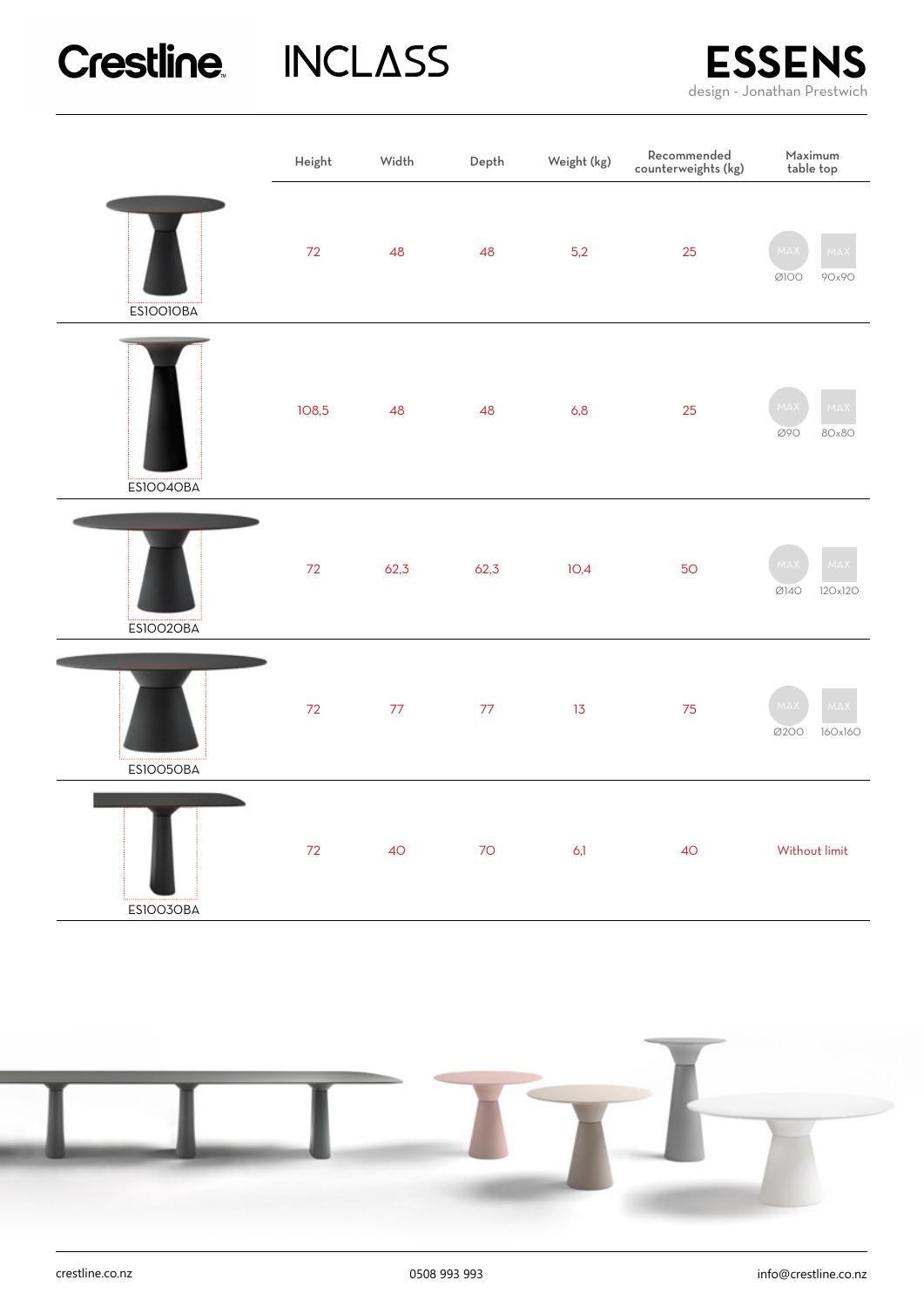Crestline INCLASS

# ESSENS

design - Jonathan Prestwich

| | Height | Width | Depth | Weight (kg) | Recommended counterweights (kg) | Maximum table top |
|---|---|---|---|---|---|---|
| ES1001OBA | 72 | 48 | 48 | 5,2 | 25 | MAX Ø100 / MAX 90x90 |
| ES1004OBA | 108,5 | 48 | 48 | 6,8 | 25 | MAX Ø90 / MAX 80x80 |
| ES1002OBA | 72 | 62,3 | 62,3 | 10,4 | 50 | MAX Ø140 / MAX 120x120 |
| ES1005OBA | 72 | 77 | 77 | 13 | 75 | MAX Ø200 / MAX 160x160 |
| ES1003OBA | 72 | 40 | 70 | 6,1 | 40 | Without limit |

crestline.co.nz 0508 993 993 info@crestline.co.nz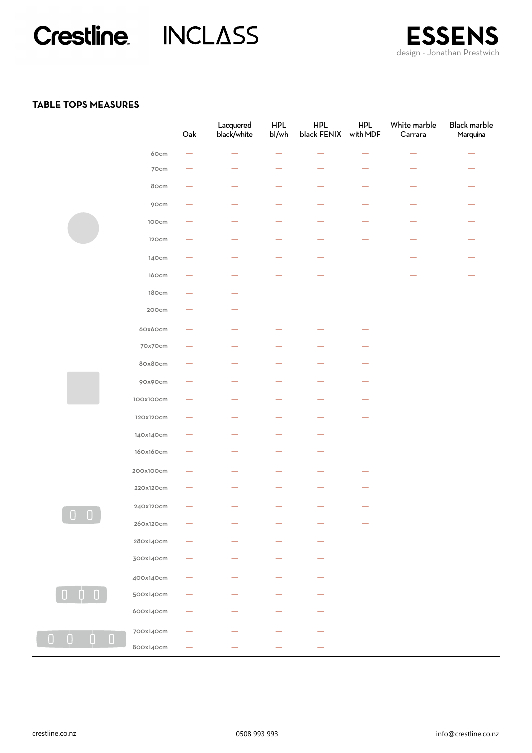Crestline INCLASS **ESSENS**
design - Jonathan Prestwich

## TABLE TOPS MEASURES

| | Oak | Lacquered black/white | HPL bl/wh | HPL black FENIX | HPL with MDF | White marble Carrara | Black marble Marquina |
|---|---|---|---|---|---|---|---|
| 60cm | — | — | — | — | — | — | — |
| 70cm | — | — | — | — | — | — | — |
| 80cm | — | — | — | — | — | — | — |
| 90cm | — | — | — | — | — | — | — |
| 100cm | — | — | — | — | — | — | — |
| 120cm | — | — | — | — | — | — | — |
| 140cm | — | — | — | — | | — | — |
| 160cm | — | — | — | — | | — | — |
| 180cm | — | — | | | | | |
| 200cm | — | — | | | | | |
| 60x60cm | — | — | — | — | — | | |
| 70x70cm | — | — | — | — | — | | |
| 80x80cm | — | — | — | — | — | | |
| 90x90cm | — | — | — | — | — | | |
| 100x100cm | — | — | — | — | — | | |
| 120x120cm | — | — | — | — | — | | |
| 140x140cm | — | — | — | — | | | |
| 160x160cm | — | — | — | — | | | |
| 200x100cm | — | — | — | — | — | | |
| 220x120cm | — | — | — | — | — | | |
| 240x120cm | — | — | — | — | — | | |
| 260x120cm | — | — | — | — | — | | |
| 280x140cm | — | — | — | — | | | |
| 300x140cm | — | — | — | — | | | |
| 400x140cm | — | — | — | — | | | |
| 500x140cm | — | — | — | — | | | |
| 600x140cm | — | — | — | — | | | |
| 700x140cm | — | — | — | — | | | |
| 800x140cm | — | — | — | — | | | |

crestline.co.nz 0508 993 993 info@crestline.co.nz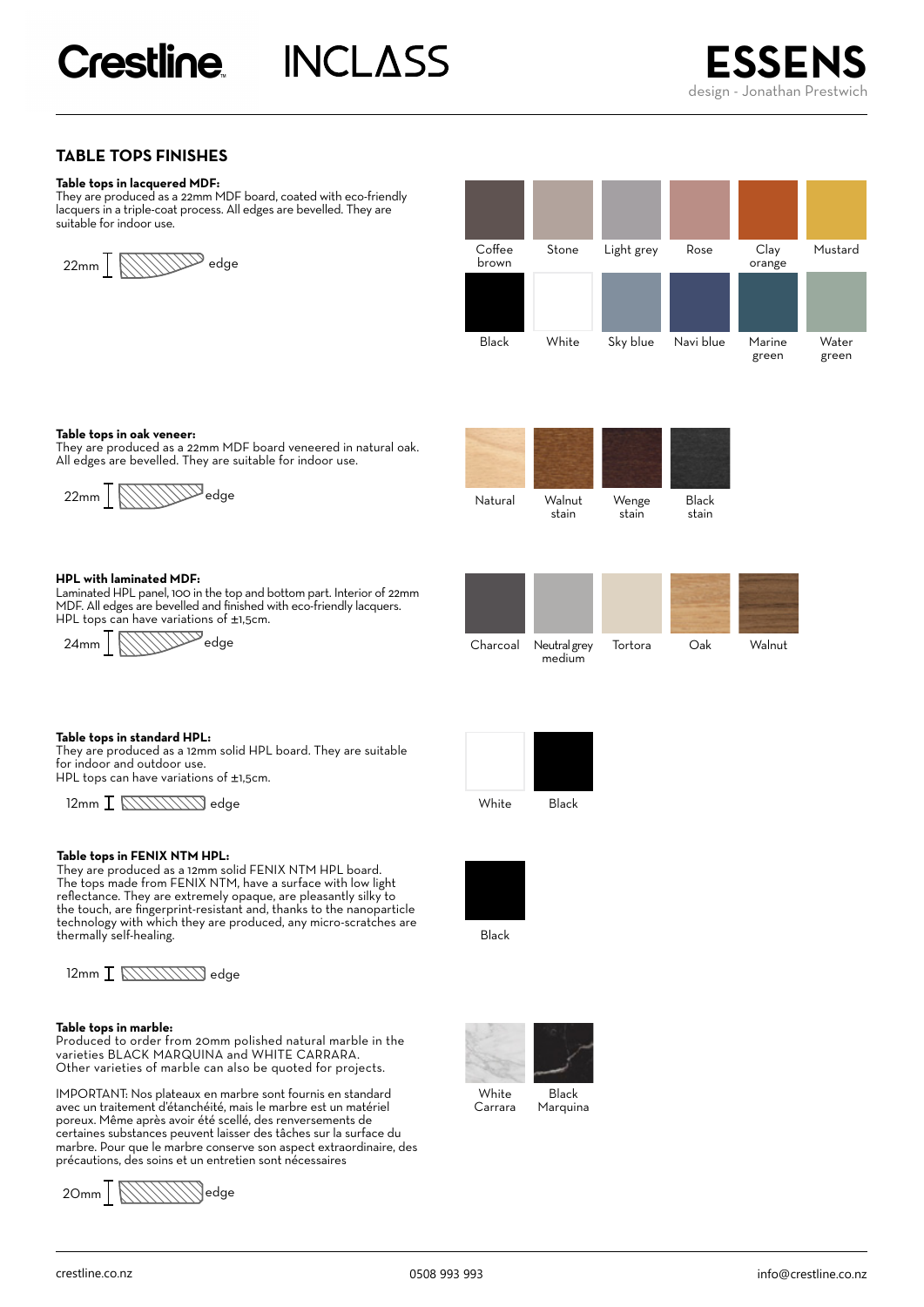Crestline INCLASS

# ESSENS

design - Jonathan Prestwich

## TABLE TOPS FINISHES

**Table tops in lacquered MDF:**
They are produced as a 22mm MDF board, coated with eco-friendly lacquers in a triple-coat process. All edges are bevelled. They are suitable for indoor use.

22mm edge

Coffee brown, Stone, Light grey, Rose, Clay orange, Mustard

Black, White, Sky blue, Navi blue, Marine green, Water green

**Table tops in oak veneer:**
They are produced as a 22mm MDF board veneered in natural oak. All edges are bevelled. They are suitable for indoor use.

22mm edge

Natural, Walnut stain, Wenge stain, Black stain

**HPL with laminated MDF:**
Laminated HPL panel, 100 in the top and bottom part. Interior of 22mm MDF. All edges are bevelled and finished with eco-friendly lacquers. HPL tops can have variations of ±1,5cm.

24mm edge

Charcoal, Neutral grey medium, Tortora, Oak, Walnut

**Table tops in standard HPL:**
They are produced as a 12mm solid HPL board. They are suitable for indoor and outdoor use.
HPL tops can have variations of ±1,5cm.

12mm edge

White, Black

**Table tops in FENIX NTM HPL:**
They are produced as a 12mm solid FENIX NTM HPL board. The tops made from FENIX NTM, have a surface with low light reflectance. They are extremely opaque, are pleasantly silky to the touch, are fingerprint-resistant and, thanks to the nanoparticle technology with which they are produced, any micro-scratches are thermally self-healing.

12mm edge

Black

**Table tops in marble:**
Produced to order from 20mm polished natural marble in the varieties BLACK MARQUINA and WHITE CARRARA.
Other varieties of marble can also be quoted for projects.

IMPORTANT: Nos plateaux en marbre sont fournis en standard avec un traitement d'étanchéité, mais le marbre est un matériel poreux. Même après avoir été scellé, des renversements de certaines substances peuvent laisser des tâches sur la surface du marbre. Pour que le marbre conserve son aspect extraordinaire, des précautions, des soins et un entretien sont nécessaires

20mm edge

White Carrara, Black Marquina

crestline.co.nz 0508 993 993 info@crestline.co.nz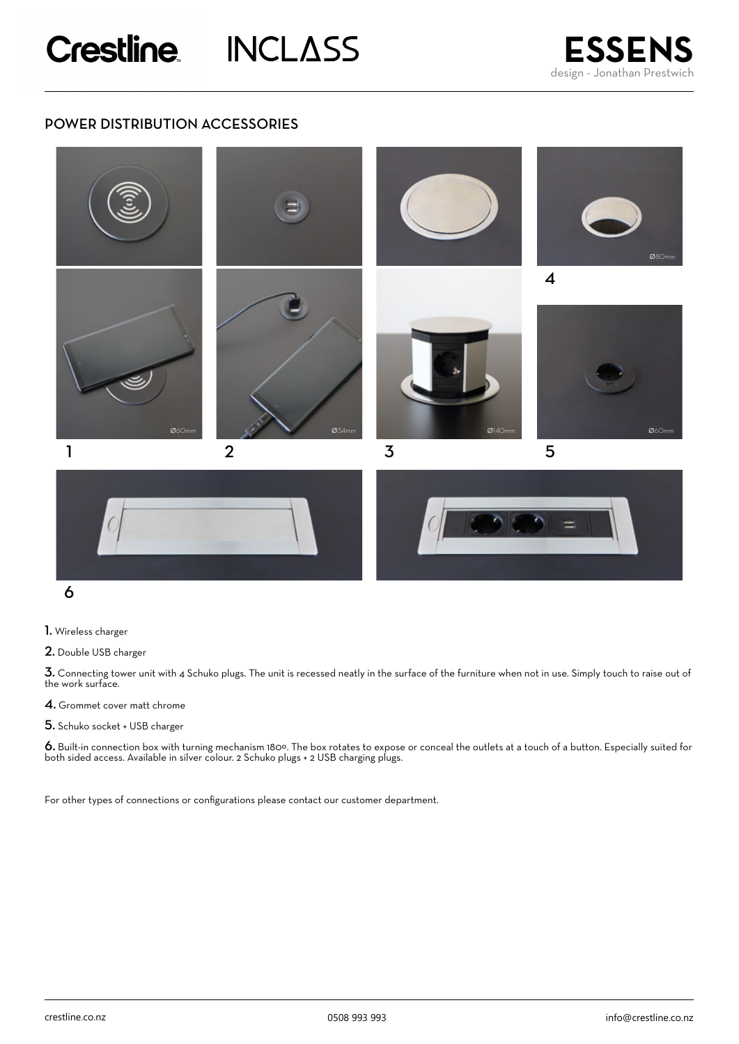## POWER DISTRIBUTION ACCESSORIES

Ø60mm

Ø34mm

Ø140mm

Ø80mm

Ø60mm

1 2 3 4 5 6

**1.** Wireless charger

**2.** Double USB charger

**3.** Connecting tower unit with 4 Schuko plugs. The unit is recessed neatly in the surface of the furniture when not in use. Simply touch to raise out of the work surface.

**4.** Grommet cover matt chrome

**5.** Schuko socket + USB charger

**6.** Built-in connection box with turning mechanism 180º. The box rotates to expose or conceal the outlets at a touch of a button. Especially suited for both sided access. Available in silver colour. 2 Schuko plugs + 2 USB charging plugs.

For other types of connections or configurations please contact our customer department.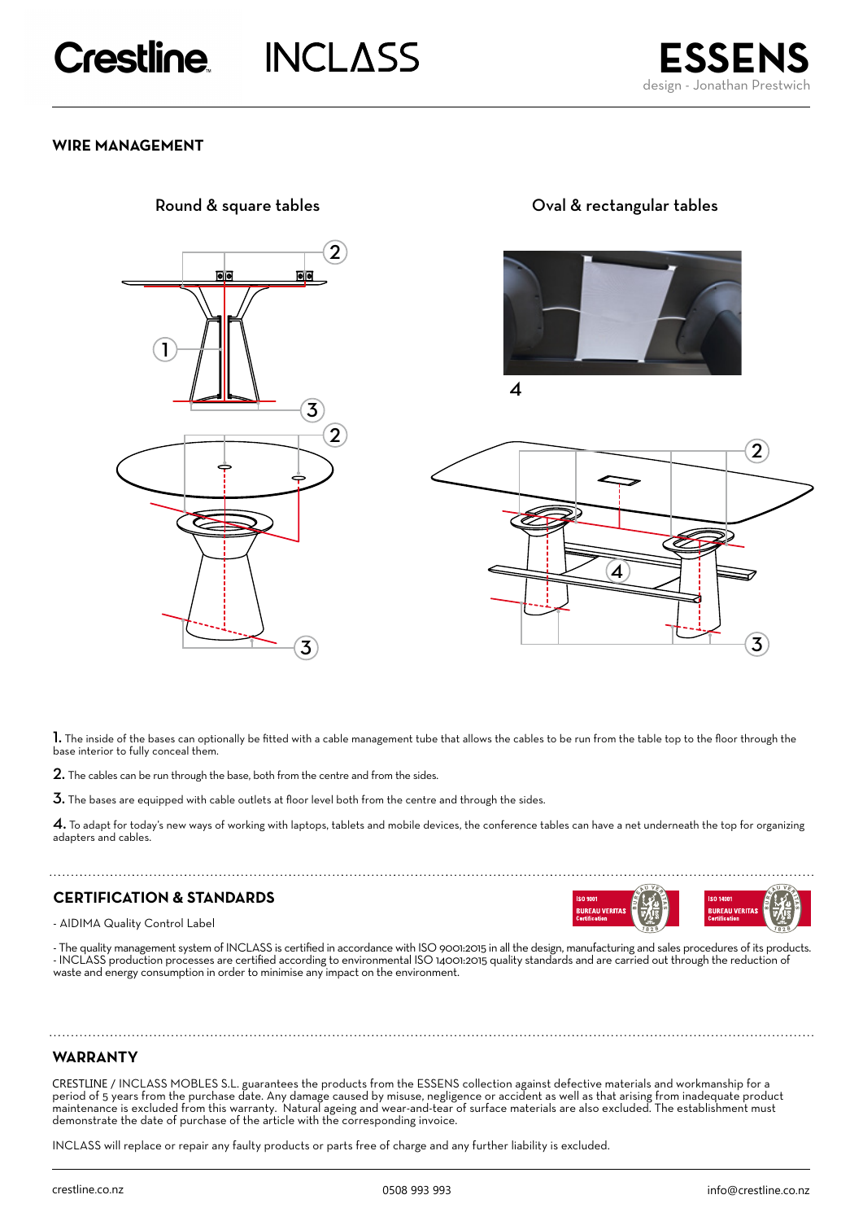Crestline INCLASS

# ESSENS

design - Jonathan Prestwich

## WIRE MANAGEMENT

Round & square tables

Oval & rectangular tables

1

2

3

4

**1.** The inside of the bases can optionally be fitted with a cable management tube that allows the cables to be run from the table top to the floor through the base interior to fully conceal them.

**2.** The cables can be run through the base, both from the centre and from the sides.

**3.** The bases are equipped with cable outlets at floor level both from the centre and through the sides.

**4.** To adapt for today's new ways of working with laptops, tablets and mobile devices, the conference tables can have a net underneath the top for organizing adapters and cables.

## CERTIFICATION & STANDARDS

- AIDIMA Quality Control Label

- The quality management system of INCLASS is certified in accordance with ISO 9001:2015 in all the design, manufacturing and sales procedures of its products.
- INCLASS production processes are certified according to environmental ISO 14001:2015 quality standards and are carried out through the reduction of waste and energy consumption in order to minimise any impact on the environment.

## WARRANTY

CRESTLINE / INCLASS MOBLES S.L. guarantees the products from the ESSENS collection against defective materials and workmanship for a period of 5 years from the purchase date. Any damage caused by misuse, negligence or accident as well as that arising from inadequate product maintenance is excluded from this warranty. Natural ageing and wear-and-tear of surface materials are also excluded. The establishment must demonstrate the date of purchase of the article with the corresponding invoice.

INCLASS will replace or repair any faulty products or parts free of charge and any further liability is excluded.

crestline.co.nz    0508 993 993    info@crestline.co.nz